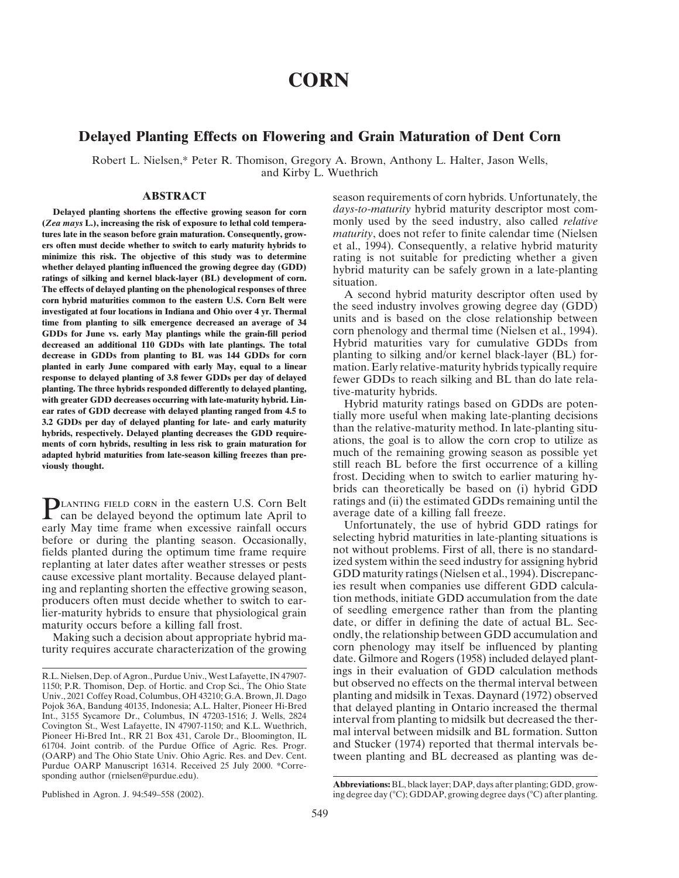# CORN

## Delayed Planting Effects on Flowering and Grain Maturation of Dent Corn

Robert L. Nielsen,* Peter R. Thomison, Gregory A. Brown, Anthony L. Halter, Jason Wells, and Kirby L. Wuethrich

### ABSTRACT

**Delayed planting shortens the effective growing season for corn (*Zea mays* L.), increasing the risk of exposure to lethal cold temperatures late in the season before grain maturation. Consequently, growers often must decide whether to switch to early maturity hybrids to minimize this risk. The objective of this study was to determine whether delayed planting influenced the growing degree day (GDD) ratings of silking and kernel black-layer (BL) development of corn. The effects of delayed planting on the phenological responses of three corn hybrid maturities common to the eastern U.S. Corn Belt were investigated at four locations in Indiana and Ohio over 4 yr. Thermal time from planting to silk emergence decreased an average of 34 GDDs for June vs. early May plantings while the grain-fill period decreased an additional 110 GDDs with late plantings. The total decrease in GDDs from planting to BL was 144 GDDs for corn planted in early June compared with early May, equal to a linear response to delayed planting of 3.8 fewer GDDs per day of delayed planting. The three hybrids responded differently to delayed planting, with greater GDD decreases occurring with late-maturity hybrid. Linear rates of GDD decrease with delayed planting ranged from 4.5 to 3.2 GDDs per day of delayed planting for late- and early maturity hybrids, respectively. Delayed planting decreases the GDD requirements of corn hybrids, resulting in less risk to grain maturation for adapted hybrid maturities from late-season killing freezes than previously thought.**

Planting field corn in the eastern U.S. Corn Belt can be delayed beyond the optimum late April to early May time frame when excessive rainfall occurs before or during the planting season. Occasionally, fields planted during the optimum time frame require replanting at later dates after weather stresses or pests cause excessive plant mortality. Because delayed planting and replanting shorten the effective growing season, producers often must decide whether to switch to earlier-maturity hybrids to ensure that physiological grain maturity occurs before a killing fall frost.

Making such a decision about appropriate hybrid maturity requires accurate characterization of the growing season requirements of corn hybrids. Unfortunately, the *days-to-maturity* hybrid maturity descriptor most commonly used by the seed industry, also called *relative maturity*, does not refer to finite calendar time (Nielsen et al., 1994). Consequently, a relative hybrid maturity rating is not suitable for predicting whether a given hybrid maturity can be safely grown in a late-planting situation.

A second hybrid maturity descriptor often used by the seed industry involves growing degree day (GDD) units and is based on the close relationship between corn phenology and thermal time (Nielsen et al., 1994). Hybrid maturities vary for cumulative GDDs from planting to silking and/or kernel black-layer (BL) formation. Early relative-maturity hybrids typically require fewer GDDs to reach silking and BL than do late relative-maturity hybrids.

Hybrid maturity ratings based on GDDs are potentially more useful when making late-planting decisions than the relative-maturity method. In late-planting situations, the goal is to allow the corn crop to utilize as much of the remaining growing season as possible yet still reach BL before the first occurrence of a killing frost. Deciding when to switch to earlier maturing hybrids can theoretically be based on (i) hybrid GDD ratings and (ii) the estimated GDDs remaining until the average date of a killing fall freeze.

Unfortunately, the use of hybrid GDD ratings for selecting hybrid maturities in late-planting situations is not without problems. First of all, there is no standardized system within the seed industry for assigning hybrid GDD maturity ratings (Nielsen et al., 1994). Discrepancies result when companies use different GDD calculation methods, initiate GDD accumulation from the date of seedling emergence rather than from the planting date, or differ in defining the date of actual BL. Secondly, the relationship between GDD accumulation and corn phenology may itself be influenced by planting date. Gilmore and Rogers (1958) included delayed plantings in their evaluation of GDD calculation methods but observed no effects on the thermal interval between planting and midsilk in Texas. Daynard (1972) observed that delayed planting in Ontario increased the thermal interval from planting to midsilk but decreased the thermal interval between midsilk and BL formation. Sutton and Stucker (1974) reported that thermal intervals between planting and BL decreased as planting was de-

---

R.L. Nielsen, Dep. of Agron., Purdue Univ., West Lafayette, IN 47907-1150; P.R. Thomison, Dep. of Hortic. and Crop Sci., The Ohio State Univ., 2021 Coffey Road, Columbus, OH 43210; G.A. Brown, Jl. Dago Pojok 36A, Bandung 40135, Indonesia; A.L. Halter, Pioneer Hi-Bred Int., 3155 Sycamore Dr., Columbus, IN 47203-1516; J. Wells, 2824 Covington St., West Lafayette, IN 47907-1150; and K.L. Wuethrich, Pioneer Hi-Bred Int., RR 21 Box 431, Carole Dr., Bloomington, IL 61704. Joint contrib. of the Purdue Office of Agric. Res. Progr. (OARP) and The Ohio State Univ. Ohio Agric. Res. and Dev. Cent. Purdue OARP Manuscript 16314. Received 25 July 2000. *Corresponding author (rnielsen@purdue.edu).

Published in Agron. J. 94:549–558 (2002).

**Abbreviations:** BL, black layer; DAP, days after planting; GDD, growing degree day (°C); GDDAP, growing degree days (°C) after planting.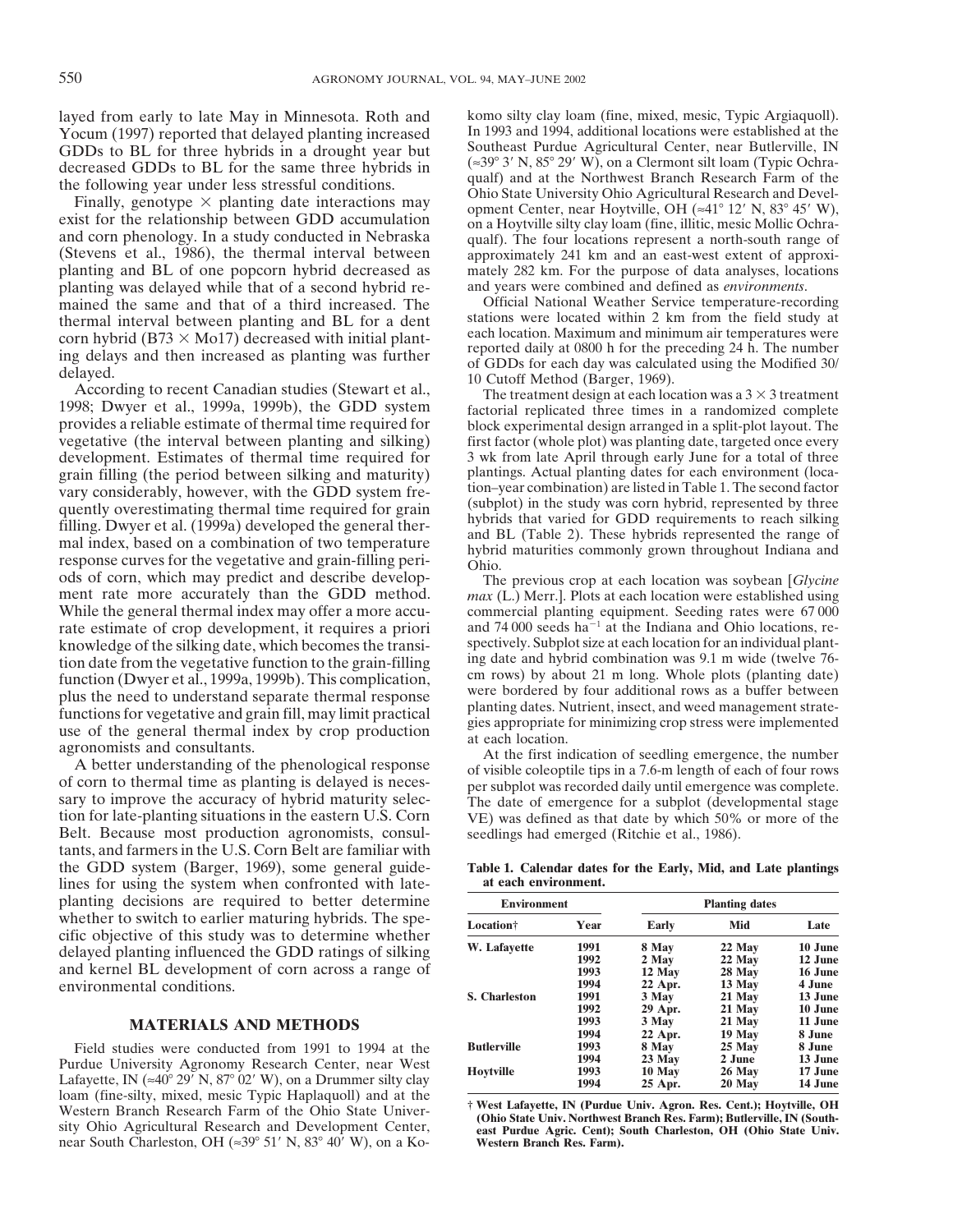layed from early to late May in Minnesota. Roth and Yocum (1997) reported that delayed planting increased GDDs to BL for three hybrids in a drought year but decreased GDDs to BL for the same three hybrids in the following year under less stressful conditions.

Finally, genotype × planting date interactions may exist for the relationship between GDD accumulation and corn phenology. In a study conducted in Nebraska (Stevens et al., 1986), the thermal interval between planting and BL of one popcorn hybrid decreased as planting was delayed while that of a second hybrid remained the same and that of a third increased. The thermal interval between planting and BL for a dent corn hybrid (B73 × Mo17) decreased with initial planting delays and then increased as planting was further delayed.

According to recent Canadian studies (Stewart et al., 1998; Dwyer et al., 1999a, 1999b), the GDD system provides a reliable estimate of thermal time required for vegetative (the interval between planting and silking) development. Estimates of thermal time required for grain filling (the period between silking and maturity) vary considerably, however, with the GDD system frequently overestimating thermal time required for grain filling. Dwyer et al. (1999a) developed the general thermal index, based on a combination of two temperature response curves for the vegetative and grain-filling periods of corn, which may predict and describe development rate more accurately than the GDD method. While the general thermal index may offer a more accurate estimate of crop development, it requires a priori knowledge of the silking date, which becomes the transition date from the vegetative function to the grain-filling function (Dwyer et al., 1999a, 1999b). This complication, plus the need to understand separate thermal response functions for vegetative and grain fill, may limit practical use of the general thermal index by crop production agronomists and consultants.

A better understanding of the phenological response of corn to thermal time as planting is delayed is necessary to improve the accuracy of hybrid maturity selection for late-planting situations in the eastern U.S. Corn Belt. Because most production agronomists, consultants, and farmers in the U.S. Corn Belt are familiar with the GDD system (Barger, 1969), some general guidelines for using the system when confronted with late-planting decisions are required to better determine whether to switch to earlier maturing hybrids. The specific objective of this study was to determine whether delayed planting influenced the GDD ratings of silking and kernel BL development of corn across a range of environmental conditions.

## MATERIALS AND METHODS

Field studies were conducted from 1991 to 1994 at the Purdue University Agronomy Research Center, near West Lafayette, IN (≈40° 29′ N, 87° 02′ W), on a Drummer silty clay loam (fine-silty, mixed, mesic Typic Haplaquoll) and at the Western Branch Research Farm of the Ohio State University Ohio Agricultural Research and Development Center, near South Charleston, OH (≈39° 51′ N, 83° 40′ W), on a Kokomo silty clay loam (fine, mixed, mesic, Typic Argiaquoll). In 1993 and 1994, additional locations were established at the Southeast Purdue Agricultural Center, near Butlerville, IN (≈39° 3′ N, 85° 29′ W), on a Clermont silt loam (Typic Ochraqualf) and at the Northwest Branch Research Farm of the Ohio State University Ohio Agricultural Research and Development Center, near Hoytville, OH (≈41° 12′ N, 83° 45′ W), on a Hoytville silty clay loam (fine, illitic, mesic Mollic Ochraqualf). The four locations represent a north-south range of approximately 241 km and an east-west extent of approximately 282 km. For the purpose of data analyses, locations and years were combined and defined as *environments*.

Official National Weather Service temperature-recording stations were located within 2 km from the field study at each location. Maximum and minimum air temperatures were reported daily at 0800 h for the preceding 24 h. The number of GDDs for each day was calculated using the Modified 30/10 Cutoff Method (Barger, 1969).

The treatment design at each location was a 3 × 3 treatment factorial replicated three times in a randomized complete block experimental design arranged in a split-plot layout. The first factor (whole plot) was planting date, targeted once every 3 wk from late April through early June for a total of three plantings. Actual planting dates for each environment (location–year combination) are listed in Table 1. The second factor (subplot) in the study was corn hybrid, represented by three hybrids that varied for GDD requirements to reach silking and BL (Table 2). These hybrids represented the range of hybrid maturities commonly grown throughout Indiana and Ohio.

The previous crop at each location was soybean [*Glycine max* (L.) Merr.]. Plots at each location were established using commercial planting equipment. Seeding rates were 67 000 and 74 000 seeds ha$^{-1}$ at the Indiana and Ohio locations, respectively. Subplot size at each location for an individual planting date and hybrid combination was 9.1 m wide (twelve 76-cm rows) by about 21 m long. Whole plots (planting date) were bordered by four additional rows as a buffer between planting dates. Nutrient, insect, and weed management strategies appropriate for minimizing crop stress were implemented at each location.

At the first indication of seedling emergence, the number of visible coleoptile tips in a 7.6-m length of each of four rows per subplot was recorded daily until emergence was complete. The date of emergence for a subplot (developmental stage VE) was defined as that date by which 50% or more of the seedlings had emerged (Ritchie et al., 1986).

**Table 1. Calendar dates for the Early, Mid, and Late plantings at each environment.**

| Environment | | Planting dates | | |
|---|---|---|---|---|
| Location† | Year | Early | Mid | Late |
| W. Lafayette | 1991 | 8 May | 22 May | 10 June |
| | 1992 | 2 May | 22 May | 12 June |
| | 1993 | 12 May | 28 May | 16 June |
| | 1994 | 22 Apr. | 13 May | 4 June |
| S. Charleston | 1991 | 3 May | 21 May | 13 June |
| | 1992 | 29 Apr. | 21 May | 10 June |
| | 1993 | 3 May | 21 May | 11 June |
| | 1994 | 22 Apr. | 19 May | 8 June |
| Butlerville | 1993 | 8 May | 25 May | 8 June |
| | 1994 | 23 May | 2 June | 13 June |
| Hoytville | 1993 | 10 May | 26 May | 17 June |
| | 1994 | 25 Apr. | 20 May | 14 June |

† West Lafayette, IN (Purdue Univ. Agron. Res. Cent.); Hoytville, OH (Ohio State Univ. Northwest Branch Res. Farm); Butlerville, IN (Southeast Purdue Agric. Cent); South Charleston, OH (Ohio State Univ. Western Branch Res. Farm).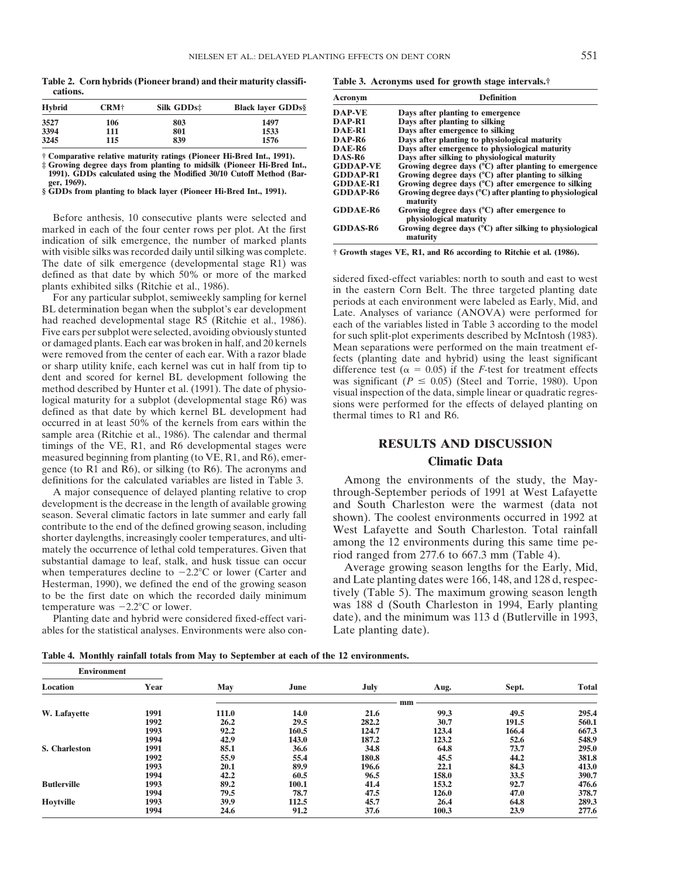**Table 2. Corn hybrids (Pioneer brand) and their maturity classifications.**

| Hybrid | CRM† | Silk GDDs‡ | Black layer GDDs§ |
|---|---|---|---|
| 3527 | 106 | 803 | 1497 |
| 3394 | 111 | 801 | 1533 |
| 3245 | 115 | 839 | 1576 |

† Comparative relative maturity ratings (Pioneer Hi-Bred Int., 1991).
‡ Growing degree days from planting to midsilk (Pioneer Hi-Bred Int., 1991). GDDs calculated using the Modified 30/10 Cutoff Method (Barger, 1969).
§ GDDs from planting to black layer (Pioneer Hi-Bred Int., 1991).

Before anthesis, 10 consecutive plants were selected and marked in each of the four center rows per plot. At the first indication of silk emergence, the number of marked plants with visible silks was recorded daily until silking was complete. The date of silk emergence (developmental stage R1) was defined as that date by which 50% or more of the marked plants exhibited silks (Ritchie et al., 1986).

For any particular subplot, semiweekly sampling for kernel BL determination began when the subplot's ear development had reached developmental stage R5 (Ritchie et al., 1986). Five ears per subplot were selected, avoiding obviously stunted or damaged plants. Each ear was broken in half, and 20 kernels were removed from the center of each ear. With a razor blade or sharp utility knife, each kernel was cut in half from tip to dent and scored for kernel BL development following the method described by Hunter et al. (1991). The date of physiological maturity for a subplot (developmental stage R6) was defined as that date by which kernel BL development had occurred in at least 50% of the kernels from ears within the sample area (Ritchie et al., 1986). The calendar and thermal timings of the VE, R1, and R6 developmental stages were measured beginning from planting (to VE, R1, and R6), emergence (to R1 and R6), or silking (to R6). The acronyms and definitions for the calculated variables are listed in Table 3.

A major consequence of delayed planting relative to crop development is the decrease in the length of available growing season. Several climatic factors in late summer and early fall contribute to the end of the defined growing season, including shorter daylengths, increasingly cooler temperatures, and ultimately the occurrence of lethal cold temperatures. Given that substantial damage to leaf, stalk, and husk tissue can occur when temperatures decline to −2.2°C or lower (Carter and Hesterman, 1990), we defined the end of the growing season to be the first date on which the recorded daily minimum temperature was −2.2°C or lower.

Planting date and hybrid were considered fixed-effect variables for the statistical analyses. Environments were also considered fixed-effect variables: north to south and east to west in the eastern Corn Belt. The three targeted planting date periods at each environment were labeled as Early, Mid, and Late. Analyses of variance (ANOVA) were performed for each of the variables listed in Table 3 according to the model for such split-plot experiments described by McIntosh (1983). Mean separations were performed on the main treatment effects (planting date and hybrid) using the least significant difference test ($\alpha = 0.05$) if the *F*-test for treatment effects was significant ($P \leq 0.05$) (Steel and Torrie, 1980). Upon visual inspection of the data, simple linear or quadratic regressions were performed for the effects of delayed planting on thermal times to R1 and R6.

**Table 3. Acronyms used for growth stage intervals.†**

| Acronym | Definition |
|---|---|
| DAP-VE | Days after planting to emergence |
| DAP-R1 | Days after planting to silking |
| DAE-R1 | Days after emergence to silking |
| DAP-R6 | Days after planting to physiological maturity |
| DAE-R6 | Days after emergence to physiological maturity |
| DAS-R6 | Days after silking to physiological maturity |
| GDDAP-VE | Growing degree days (°C) after planting to emergence |
| GDDAP-R1 | Growing degree days (°C) after planting to silking |
| GDDAE-R1 | Growing degree days (°C) after emergence to silking |
| GDDAP-R6 | Growing degree days (°C) after planting to physiological maturity |
| GDDAE-R6 | Growing degree days (°C) after emergence to physiological maturity |
| GDDAS-R6 | Growing degree days (°C) after silking to physiological maturity |

† Growth stages VE, R1, and R6 according to Ritchie et al. (1986).

## RESULTS AND DISCUSSION

### Climatic Data

Among the environments of the study, the May-through-September periods of 1991 at West Lafayette and South Charleston were the warmest (data not shown). The coolest environments occurred in 1992 at West Lafayette and South Charleston. Total rainfall among the 12 environments during this same time period ranged from 277.6 to 667.3 mm (Table 4).

Average growing season lengths for the Early, Mid, and Late planting dates were 166, 148, and 128 d, respectively (Table 5). The maximum growing season length was 188 d (South Charleston in 1994, Early planting date), and the minimum was 113 d (Butlerville in 1993, Late planting date).

**Table 4. Monthly rainfall totals from May to September at each of the 12 environments.**

| Environment | | | | | | | |
|---|---|---|---|---|---|---|---|
| Location | Year | May | June | July | Aug. | Sept. | Total |
| | | mm | | | | | |
| W. Lafayette | 1991 | 111.0 | 14.0 | 21.6 | 99.3 | 49.5 | 295.4 |
| | 1992 | 26.2 | 29.5 | 282.2 | 30.7 | 191.5 | 560.1 |
| | 1993 | 92.2 | 160.5 | 124.7 | 123.4 | 166.4 | 667.3 |
| | 1994 | 42.9 | 143.0 | 187.2 | 123.2 | 52.6 | 548.9 |
| S. Charleston | 1991 | 85.1 | 36.6 | 34.8 | 64.8 | 73.7 | 295.0 |
| | 1992 | 55.9 | 55.4 | 180.8 | 45.5 | 44.2 | 381.8 |
| | 1993 | 20.1 | 89.9 | 196.6 | 22.1 | 84.3 | 413.0 |
| | 1994 | 42.2 | 60.5 | 96.5 | 158.0 | 33.5 | 390.7 |
| Butlerville | 1993 | 89.2 | 100.1 | 41.4 | 153.2 | 92.7 | 476.6 |
| | 1994 | 79.5 | 78.7 | 47.5 | 126.0 | 47.0 | 378.7 |
| Hoytville | 1993 | 39.9 | 112.5 | 45.7 | 26.4 | 64.8 | 289.3 |
| | 1994 | 24.6 | 91.2 | 37.6 | 100.3 | 23.9 | 277.6 |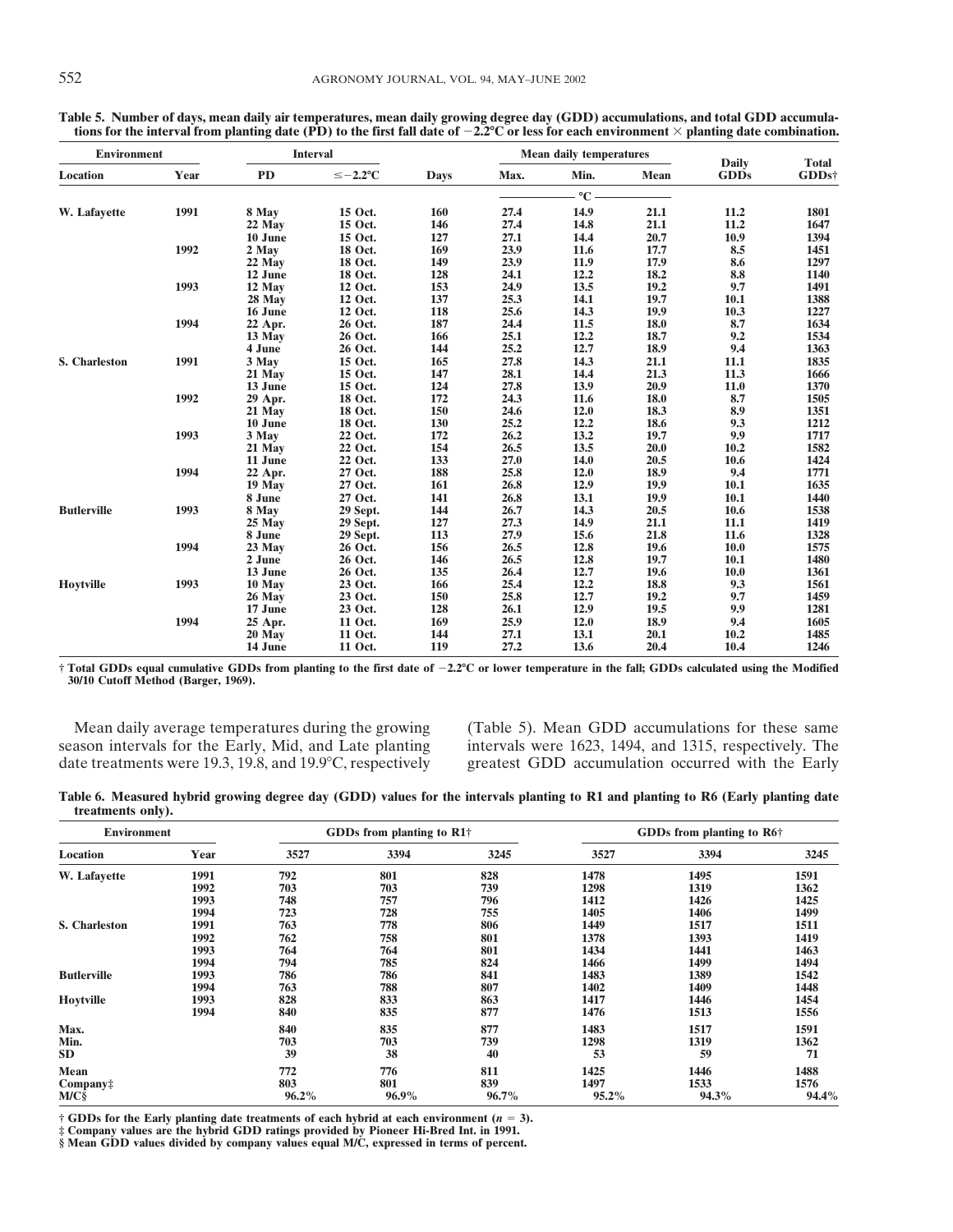**Table 5. Number of days, mean daily air temperatures, mean daily growing degree day (GDD) accumulations, and total GDD accumulations for the interval from planting date (PD) to the first fall date of −2.2°C or less for each environment × planting date combination.**

| Environment | | Interval | | | Mean daily temperatures | | | Daily | Total |
|---|---|---|---|---|---|---|---|---|---|
| Location | Year | PD | ≤−2.2°C | Days | Max. | Min. | Mean | GDDs | GDDs† |
| | | | | | °C | | | | |
| W. Lafayette | 1991 | 8 May | 15 Oct. | 160 | 27.4 | 14.9 | 21.1 | 11.2 | 1801 |
| | | 22 May | 15 Oct. | 146 | 27.4 | 14.8 | 21.1 | 11.2 | 1647 |
| | | 10 June | 15 Oct. | 127 | 27.1 | 14.4 | 20.7 | 10.9 | 1394 |
| | 1992 | 2 May | 18 Oct. | 169 | 23.9 | 11.6 | 17.7 | 8.5 | 1451 |
| | | 22 May | 18 Oct. | 149 | 23.9 | 11.9 | 17.9 | 8.6 | 1297 |
| | | 12 June | 18 Oct. | 128 | 24.1 | 12.2 | 18.2 | 8.8 | 1140 |
| | 1993 | 12 May | 12 Oct. | 153 | 24.9 | 13.5 | 19.2 | 9.7 | 1491 |
| | | 28 May | 12 Oct. | 137 | 25.3 | 14.1 | 19.7 | 10.1 | 1388 |
| | | 16 June | 12 Oct. | 118 | 25.6 | 14.3 | 19.9 | 10.3 | 1227 |
| | 1994 | 22 Apr. | 26 Oct. | 187 | 24.4 | 11.5 | 18.0 | 8.7 | 1634 |
| | | 13 May | 26 Oct. | 166 | 25.1 | 12.2 | 18.7 | 9.2 | 1534 |
| | | 4 June | 26 Oct. | 144 | 25.2 | 12.7 | 18.9 | 9.4 | 1363 |
| S. Charleston | 1991 | 3 May | 15 Oct. | 165 | 27.8 | 14.3 | 21.1 | 11.1 | 1835 |
| | | 21 May | 15 Oct. | 147 | 28.1 | 14.4 | 21.3 | 11.3 | 1666 |
| | | 13 June | 15 Oct. | 124 | 27.8 | 13.9 | 20.9 | 11.0 | 1370 |
| | 1992 | 29 Apr. | 18 Oct. | 172 | 24.3 | 11.6 | 18.0 | 8.7 | 1505 |
| | | 21 May | 18 Oct. | 150 | 24.6 | 12.0 | 18.3 | 8.9 | 1351 |
| | | 10 June | 18 Oct. | 130 | 25.2 | 12.2 | 18.6 | 9.3 | 1212 |
| | 1993 | 3 May | 22 Oct. | 172 | 26.2 | 13.2 | 19.7 | 9.9 | 1717 |
| | | 21 May | 22 Oct. | 154 | 26.5 | 13.5 | 20.0 | 10.2 | 1582 |
| | | 11 June | 22 Oct. | 133 | 27.0 | 14.0 | 20.5 | 10.6 | 1424 |
| | 1994 | 22 Apr. | 27 Oct. | 188 | 25.8 | 12.0 | 18.9 | 9.4 | 1771 |
| | | 19 May | 27 Oct. | 161 | 26.8 | 12.9 | 19.9 | 10.1 | 1635 |
| | | 8 June | 27 Oct. | 141 | 26.8 | 13.1 | 19.9 | 10.1 | 1440 |
| Butlerville | 1993 | 8 May | 29 Sept. | 144 | 26.7 | 14.3 | 20.5 | 10.6 | 1538 |
| | | 25 May | 29 Sept. | 127 | 27.3 | 14.9 | 21.1 | 11.1 | 1419 |
| | | 8 June | 29 Sept. | 113 | 27.9 | 15.6 | 21.8 | 11.6 | 1328 |
| | 1994 | 23 May | 26 Oct. | 156 | 26.5 | 12.8 | 19.6 | 10.0 | 1575 |
| | | 2 June | 26 Oct. | 146 | 26.5 | 12.8 | 19.7 | 10.1 | 1480 |
| | | 13 June | 26 Oct. | 135 | 26.4 | 12.7 | 19.6 | 10.0 | 1361 |
| Hoytville | 1993 | 10 May | 23 Oct. | 166 | 25.4 | 12.2 | 18.8 | 9.3 | 1561 |
| | | 26 May | 23 Oct. | 150 | 25.8 | 12.7 | 19.2 | 9.7 | 1459 |
| | | 17 June | 23 Oct. | 128 | 26.1 | 12.9 | 19.5 | 9.9 | 1281 |
| | 1994 | 25 Apr. | 11 Oct. | 169 | 25.9 | 12.0 | 18.9 | 9.4 | 1605 |
| | | 20 May | 11 Oct. | 144 | 27.1 | 13.1 | 20.1 | 10.2 | 1485 |
| | | 14 June | 11 Oct. | 119 | 27.2 | 13.6 | 20.4 | 10.4 | 1246 |

† Total GDDs equal cumulative GDDs from planting to the first date of −2.2°C or lower temperature in the fall; GDDs calculated using the Modified 30/10 Cutoff Method (Barger, 1969).

Mean daily average temperatures during the growing season intervals for the Early, Mid, and Late planting date treatments were 19.3, 19.8, and 19.9°C, respectively (Table 5). Mean GDD accumulations for these same intervals were 1623, 1494, and 1315, respectively. The greatest GDD accumulation occurred with the Early

**Table 6. Measured hybrid growing degree day (GDD) values for the intervals planting to R1 and planting to R6 (Early planting date treatments only).**

| Environment | | GDDs from planting to R1† | | | GDDs from planting to R6† | | |
|---|---|---|---|---|---|---|---|
| Location | Year | 3527 | 3394 | 3245 | 3527 | 3394 | 3245 |
| W. Lafayette | 1991 | 792 | 801 | 828 | 1478 | 1495 | 1591 |
| | 1992 | 703 | 703 | 739 | 1298 | 1319 | 1362 |
| | 1993 | 748 | 757 | 796 | 1412 | 1426 | 1425 |
| | 1994 | 723 | 728 | 755 | 1405 | 1406 | 1499 |
| S. Charleston | 1991 | 763 | 778 | 806 | 1449 | 1517 | 1511 |
| | 1992 | 762 | 758 | 801 | 1378 | 1393 | 1419 |
| | 1993 | 764 | 764 | 801 | 1434 | 1441 | 1463 |
| | 1994 | 794 | 785 | 824 | 1466 | 1499 | 1494 |
| Butlerville | 1993 | 786 | 786 | 841 | 1483 | 1389 | 1542 |
| | 1994 | 763 | 788 | 807 | 1402 | 1409 | 1448 |
| Hoytville | 1993 | 828 | 833 | 863 | 1417 | 1446 | 1454 |
| | 1994 | 840 | 835 | 877 | 1476 | 1513 | 1556 |
| Max. | | 840 | 835 | 877 | 1483 | 1517 | 1591 |
| Min. | | 703 | 703 | 739 | 1298 | 1319 | 1362 |
| SD | | 39 | 38 | 40 | 53 | 59 | 71 |
| Mean | | 772 | 776 | 811 | 1425 | 1446 | 1488 |
| Company‡ | | 803 | 801 | 839 | 1497 | 1533 | 1576 |
| M/C§ | | 96.2% | 96.9% | 96.7% | 95.2% | 94.3% | 94.4% |

† GDDs for the Early planting date treatments of each hybrid at each environment ($n = 3$).
‡ Company values are the hybrid GDD ratings provided by Pioneer Hi-Bred Int. in 1991.
§ Mean GDD values divided by company values equal M/C, expressed in terms of percent.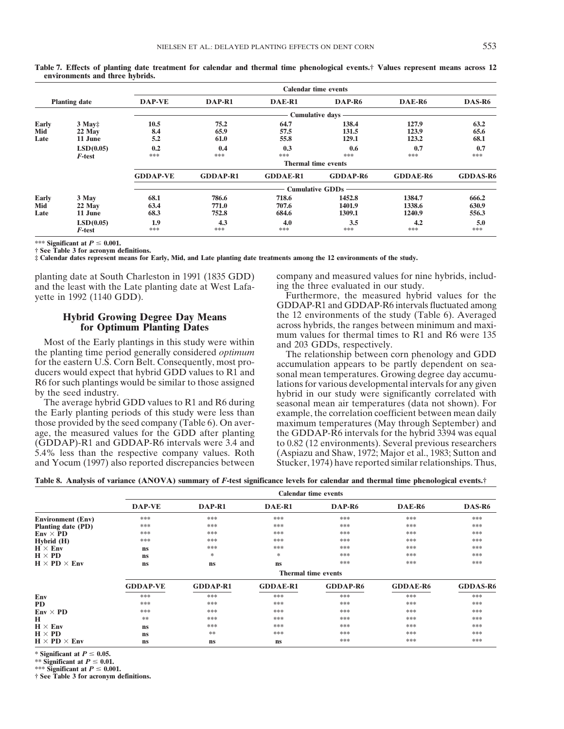**Table 7. Effects of planting date treatment for calendar and thermal time phenological events.† Values represent means across 12 environments and three hybrids.**

| Planting date | | Calendar time events | | | | | |
|---|---|---|---|---|---|---|---|
| | | DAP-VE | DAP-R1 | DAE-R1 | DAP-R6 | DAE-R6 | DAS-R6 |
| | | Cumulative days | | | | | |
| Early | 3 May‡ | 10.5 | 75.2 | 64.7 | 138.4 | 127.9 | 63.2 |
| Mid | 22 May | 8.4 | 65.9 | 57.5 | 131.5 | 123.9 | 65.6 |
| Late | 11 June | 5.2 | 61.0 | 55.8 | 129.1 | 123.2 | 68.1 |
| | LSD(0.05) | 0.2 | 0.4 | 0.3 | 0.6 | 0.7 | 0.7 |
| | *F*-test | *** | *** | *** | *** | *** | *** |
| | | Thermal time events | | | | | |
| | | GDDAP-VE | GDDAP-R1 | GDDAE-R1 | GDDAP-R6 | GDDAE-R6 | GDDAS-R6 |
| | | Cumulative GDDs | | | | | |
| Early | 3 May | 68.1 | 786.6 | 718.6 | 1452.8 | 1384.7 | 666.2 |
| Mid | 22 May | 63.4 | 771.0 | 707.6 | 1401.9 | 1338.6 | 630.9 |
| Late | 11 June | 68.3 | 752.8 | 684.6 | 1309.1 | 1240.9 | 556.3 |
| | LSD(0.05) | 1.9 | 4.3 | 4.0 | 3.5 | 4.2 | 5.0 |
| | *F*-test | *** | *** | *** | *** | *** | *** |

*** Significant at $P \leq 0.001$.
† See Table 3 for acronym definitions.
‡ Calendar dates represent means for Early, Mid, and Late planting date treatments among the 12 environments of the study.

planting date at South Charleston in 1991 (1835 GDD) and the least with the Late planting date at West Lafayette in 1992 (1140 GDD).

## Hybrid Growing Degree Day Means for Optimum Planting Dates

Most of the Early plantings in this study were within the planting time period generally considered *optimum* for the eastern U.S. Corn Belt. Consequently, most producers would expect that hybrid GDD values to R1 and R6 for such plantings would be similar to those assigned by the seed industry.

The average hybrid GDD values to R1 and R6 during the Early planting periods of this study were less than those provided by the seed company (Table 6). On average, the measured values for the GDD after planting (GDDAP)-R1 and GDDAP-R6 intervals were 3.4 and 5.4% less than the respective company values. Roth and Yocum (1997) also reported discrepancies between company and measured values for nine hybrids, including the three evaluated in our study.

Furthermore, the measured hybrid values for the GDDAP-R1 and GDDAP-R6 intervals fluctuated among the 12 environments of the study (Table 6). Averaged across hybrids, the ranges between minimum and maximum values for thermal times to R1 and R6 were 135 and 203 GDDs, respectively.

The relationship between corn phenology and GDD accumulation appears to be partly dependent on seasonal mean temperatures. Growing degree day accumulations for various developmental intervals for any given hybrid in our study were significantly correlated with seasonal mean air temperatures (data not shown). For example, the correlation coefficient between mean daily maximum temperatures (May through September) and the GDDAP-R6 intervals for the hybrid 3394 was equal to 0.82 (12 environments). Several previous researchers (Aspiazu and Shaw, 1972; Major et al., 1983; Sutton and Stucker, 1974) have reported similar relationships. Thus,

**Table 8. Analysis of variance (ANOVA) summary of *F*-test significance levels for calendar and thermal time phenological events.†**

| | Calendar time events | | | | | |
|---|---|---|---|---|---|---|
| | DAP-VE | DAP-R1 | DAE-R1 | DAP-R6 | DAE-R6 | DAS-R6 |
| Environment (Env) | *** | *** | *** | *** | *** | *** |
| Planting date (PD) | *** | *** | *** | *** | *** | *** |
| Env × PD | *** | *** | *** | *** | *** | *** |
| Hybrid (H) | *** | *** | *** | *** | *** | *** |
| H × Env | ns | *** | *** | *** | *** | *** |
| H × PD | ns | * | * | *** | *** | *** |
| H × PD × Env | ns | ns | ns | *** | *** | *** |
| | Thermal time events | | | | | |
| | GDDAP-VE | GDDAP-R1 | GDDAE-R1 | GDDAP-R6 | GDDAE-R6 | GDDAS-R6 |
| Env | *** | *** | *** | *** | *** | *** |
| PD | *** | *** | *** | *** | *** | *** |
| Env × PD | *** | *** | *** | *** | *** | *** |
| H | ** | *** | *** | *** | *** | *** |
| H × Env | ns | *** | *** | *** | *** | *** |
| H × PD | ns | ** | *** | *** | *** | *** |
| H × PD × Env | ns | ns | ns | *** | *** | *** |

* Significant at $P \leq 0.05$.
** Significant at $P \leq 0.01$.
*** Significant at $P \leq 0.001$.
† See Table 3 for acronym definitions.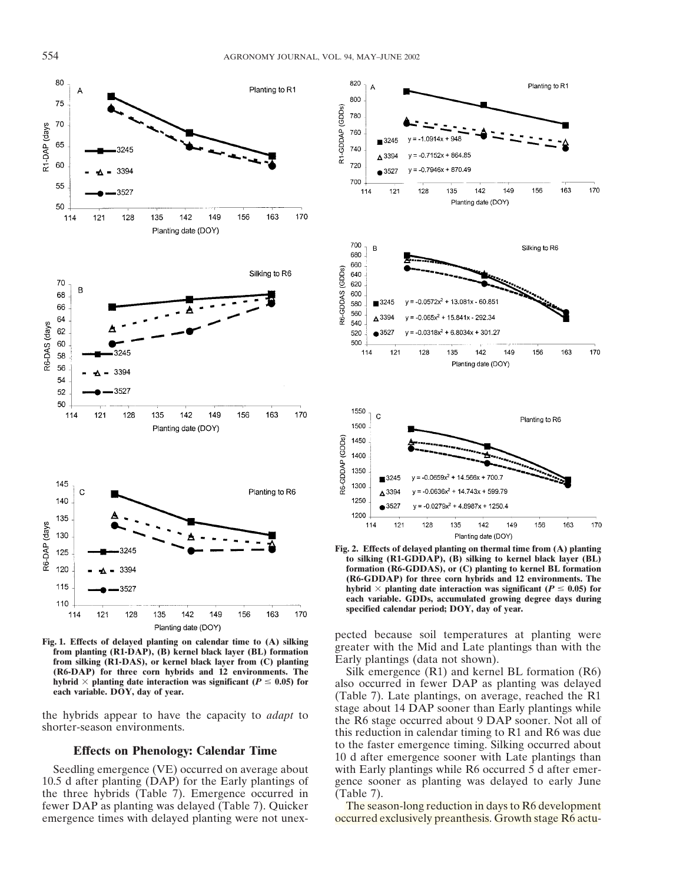Fig. 1. Effects of delayed planting on calendar time to (A) silking from planting (R1-DAP), (B) kernel black layer (BL) formation from silking (R1-DAS), or kernel black layer from (C) planting (R6-DAP) for three corn hybrids and 12 environments. The hybrid × planting date interaction was significant ($P \leq 0.05$) for each variable. DOY, day of year.

the hybrids appear to have the capacity to *adapt* to shorter-season environments.

## Effects on Phenology: Calendar Time

Seedling emergence (VE) occurred on average about 10.5 d after planting (DAP) for the Early plantings of the three hybrids (Table 7). Emergence occurred in fewer DAP as planting was delayed (Table 7). Quicker emergence times with delayed planting were not unexpected because soil temperatures at planting were greater with the Mid and Late plantings than with the Early plantings (data not shown).

Silk emergence (R1) and kernel BL formation (R6) also occurred in fewer DAP as planting was delayed (Table 7). Late plantings, on average, reached the R1 stage about 14 DAP sooner than Early plantings while the R6 stage occurred about 9 DAP sooner. Not all of this reduction in calendar timing to R1 and R6 was due to the faster emergence timing. Silking occurred about 10 d after emergence sooner with Late plantings than with Early plantings while R6 occurred 5 d after emergence sooner as planting was delayed to early June (Table 7).

The season-long reduction in days to R6 development occurred exclusively preanthesis. Growth stage R6 actu-

Fig. 2. Effects of delayed planting on thermal time from (A) planting to silking (R1-GDDAP), (B) silking to kernel black layer (BL) formation (R6-GDDAS), or (C) planting to kernel BL formation (R6-GDDAP) for three corn hybrids and 12 environments. The hybrid × planting date interaction was significant ($P \leq 0.05$) for each variable. GDDs, accumulated growing degree days during specified calendar period; DOY, day of year.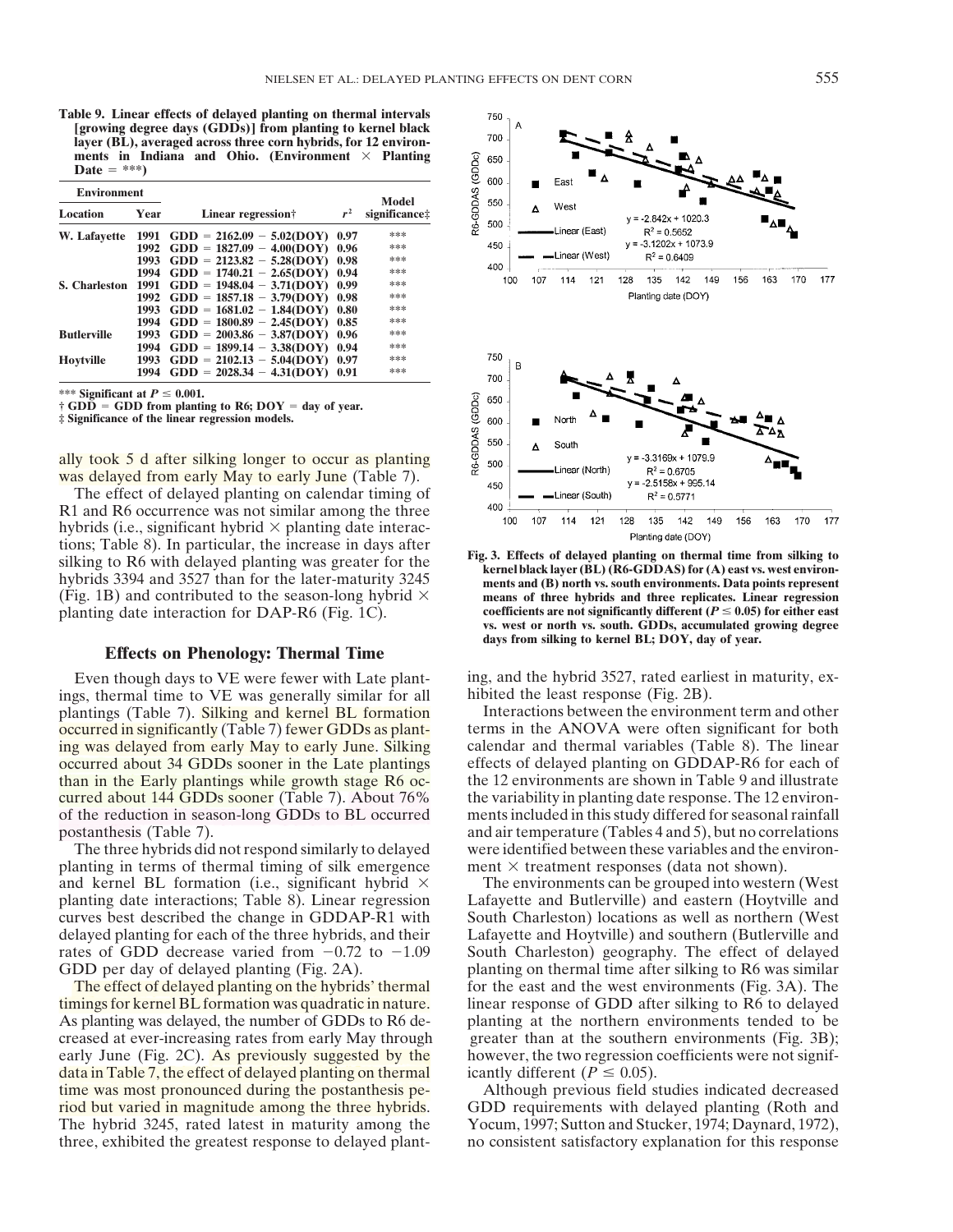**Table 9. Linear effects of delayed planting on thermal intervals [growing degree days (GDDs)] from planting to kernel black layer (BL), averaged across three corn hybrids, for 12 environments in Indiana and Ohio. (Environment × Planting Date = ***)**

| Environment | | Linear regression† | $r^2$ | Model significance‡ |
|---|---|---|---|---|
| Location | Year | | | |
| W. Lafayette | 1991 | GDD = 2162.09 − 5.02(DOY) | 0.97 | *** |
| | 1992 | GDD = 1827.09 − 4.00(DOY) | 0.96 | *** |
| | 1993 | GDD = 2123.82 − 5.28(DOY) | 0.98 | *** |
| | 1994 | GDD = 1740.21 − 2.65(DOY) | 0.94 | *** |
| S. Charleston | 1991 | GDD = 1948.04 − 3.71(DOY) | 0.99 | *** |
| | 1992 | GDD = 1857.18 − 3.79(DOY) | 0.98 | *** |
| | 1993 | GDD = 1681.02 − 1.84(DOY) | 0.80 | *** |
| | 1994 | GDD = 1800.89 − 2.45(DOY) | 0.85 | *** |
| Butlerville | 1993 | GDD = 2003.86 − 3.87(DOY) | 0.96 | *** |
| | 1994 | GDD = 1899.14 − 3.38(DOY) | 0.94 | *** |
| Hoytville | 1993 | GDD = 2102.13 − 5.04(DOY) | 0.97 | *** |
| | 1994 | GDD = 2028.34 − 4.31(DOY) | 0.91 | *** |

*** Significant at $P \leq 0.001$.

† GDD = GDD from planting to R6; DOY = day of year.

‡ Significance of the linear regression models.

ally took 5 d after silking longer to occur as planting was delayed from early May to early June (Table 7).

The effect of delayed planting on calendar timing of R1 and R6 occurrence was not similar among the three hybrids (i.e., significant hybrid × planting date interactions; Table 8). In particular, the increase in days after silking to R6 with delayed planting was greater for the hybrids 3394 and 3527 than for the later-maturity 3245 (Fig. 1B) and contributed to the season-long hybrid × planting date interaction for DAP-R6 (Fig. 1C).

## Effects on Phenology: Thermal Time

Even though days to VE were fewer with Late plantings, thermal time to VE was generally similar for all plantings (Table 7). Silking and kernel BL formation occurred in significantly (Table 7) fewer GDDs as planting was delayed from early May to early June. Silking occurred about 34 GDDs sooner in the Late plantings than in the Early plantings while growth stage R6 occurred about 144 GDDs sooner (Table 7). About 76% of the reduction in season-long GDDs to BL occurred postanthesis (Table 7).

The three hybrids did not respond similarly to delayed planting in terms of thermal timing of silk emergence and kernel BL formation (i.e., significant hybrid × planting date interactions; Table 8). Linear regression curves best described the change in GDDAP-R1 with delayed planting for each of the three hybrids, and their rates of GDD decrease varied from −0.72 to −1.09 GDD per day of delayed planting (Fig. 2A).

The effect of delayed planting on the hybrids' thermal timings for kernel BL formation was quadratic in nature. As planting was delayed, the number of GDDs to R6 decreased at ever-increasing rates from early May through early June (Fig. 2C). As previously suggested by the data in Table 7, the effect of delayed planting on thermal time was most pronounced during the postanthesis period but varied in magnitude among the three hybrids. The hybrid 3245, rated latest in maturity among the three, exhibited the greatest response to delayed planting, and the hybrid 3527, rated earliest in maturity, exhibited the least response (Fig. 2B).

Fig. 3. Effects of delayed planting on thermal time from silking to kernel black layer (BL) (R6-GDDAS) for (A) east vs. west environments and (B) north vs. south environments. Data points represent means of three hybrids and three replicates. Linear regression coefficients are not significantly different ($P \leq 0.05$) for either east vs. west or north vs. south. GDDs, accumulated growing degree days from silking to kernel BL; DOY, day of year.

Interactions between the environment term and other terms in the ANOVA were often significant for both calendar and thermal variables (Table 8). The linear effects of delayed planting on GDDAP-R6 for each of the 12 environments are shown in Table 9 and illustrate the variability in planting date response. The 12 environments included in this study differed for seasonal rainfall and air temperature (Tables 4 and 5), but no correlations were identified between these variables and the environment × treatment responses (data not shown).

The environments can be grouped into western (West Lafayette and Butlerville) and eastern (Hoytville and South Charleston) locations as well as northern (West Lafayette and Hoytville) and southern (Butlerville and South Charleston) geography. The effect of delayed planting on thermal time after silking to R6 was similar for the east and the west environments (Fig. 3A). The linear response of GDD after silking to R6 to delayed planting at the northern environments tended to be greater than at the southern environments (Fig. 3B); however, the two regression coefficients were not significantly different ($P \leq 0.05$).

Although previous field studies indicated decreased GDD requirements with delayed planting (Roth and Yocum, 1997; Sutton and Stucker, 1974; Daynard, 1972), no consistent satisfactory explanation for this response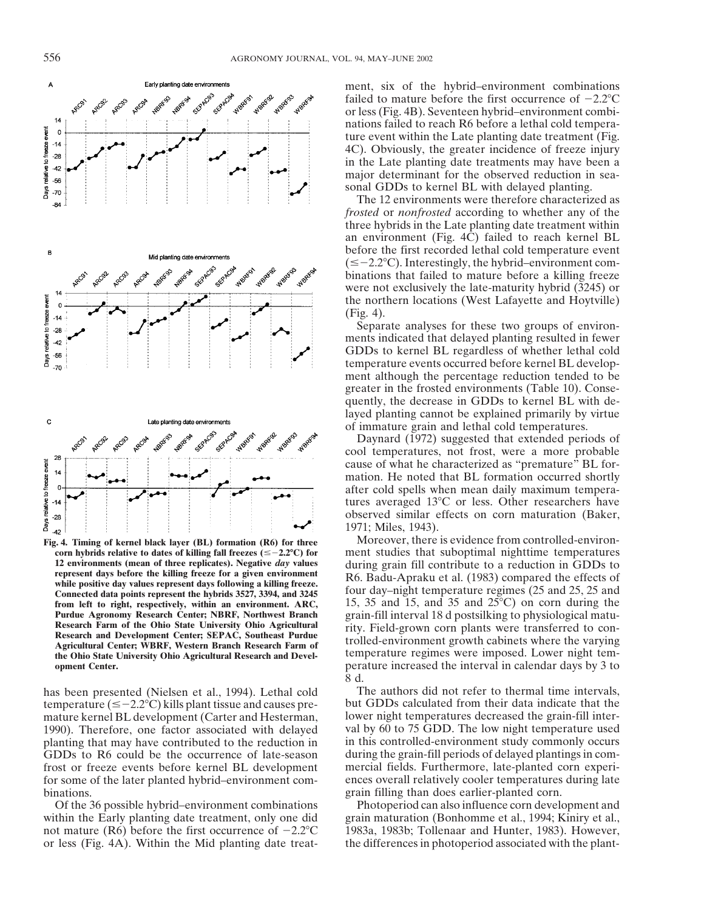**Fig. 4. Timing of kernel black layer (BL) formation (R6) for three corn hybrids relative to dates of killing fall freezes (≤−2.2°C) for 12 environments (mean of three replicates). Negative *day* values represent days before the killing freeze for a given environment while positive day values represent days following a killing freeze. Connected data points represent the hybrids 3527, 3394, and 3245 from left to right, respectively, within an environment. ARC, Purdue Agronomy Research Center; NBRF, Northwest Branch Research Farm of the Ohio State University Ohio Agricultural Research and Development Center; SEPAC, Southeast Purdue Agricultural Center; WBRF, Western Branch Research Farm of the Ohio State University Ohio Agricultural Research and Development Center.**

has been presented (Nielsen et al., 1994). Lethal cold temperature (≤−2.2°C) kills plant tissue and causes premature kernel BL development (Carter and Hesterman, 1990). Therefore, one factor associated with delayed planting that may have contributed to the reduction in GDDs to R6 could be the occurrence of late-season frost or freeze events before kernel BL development for some of the later planted hybrid–environment combinations.

Of the 36 possible hybrid–environment combinations within the Early planting date treatment, only one did not mature (R6) before the first occurrence of −2.2°C or less (Fig. 4A). Within the Mid planting date treatment, six of the hybrid–environment combinations failed to mature before the first occurrence of −2.2°C or less (Fig. 4B). Seventeen hybrid–environment combinations failed to reach R6 before a lethal cold temperature event within the Late planting date treatment (Fig. 4C). Obviously, the greater incidence of freeze injury in the Late planting date treatments may have been a major determinant for the observed reduction in seasonal GDDs to kernel BL with delayed planting.

The 12 environments were therefore characterized as *frosted* or *nonfrosted* according to whether any of the three hybrids in the Late planting date treatment within an environment (Fig. 4C) failed to reach kernel BL before the first recorded lethal cold temperature event (≤−2.2°C). Interestingly, the hybrid–environment combinations that failed to mature before a killing freeze were not exclusively the late-maturity hybrid (3245) or the northern locations (West Lafayette and Hoytville) (Fig. 4).

Separate analyses for these two groups of environments indicated that delayed planting resulted in fewer GDDs to kernel BL regardless of whether lethal cold temperature events occurred before kernel BL development although the percentage reduction tended to be greater in the frosted environments (Table 10). Consequently, the decrease in GDDs to kernel BL with delayed planting cannot be explained primarily by virtue of immature grain and lethal cold temperatures.

Daynard (1972) suggested that extended periods of cool temperatures, not frost, were a more probable cause of what he characterized as "premature" BL formation. He noted that BL formation occurred shortly after cold spells when mean daily maximum temperatures averaged 13°C or less. Other researchers have observed similar effects on corn maturation (Baker, 1971; Miles, 1943).

Moreover, there is evidence from controlled-environment studies that suboptimal nighttime temperatures during grain fill contribute to a reduction in GDDs to R6. Badu-Apraku et al. (1983) compared the effects of four day–night temperature regimes (25 and 25, 25 and 15, 35 and 15, and 35 and 25°C) on corn during the grain-fill interval 18 d postsilking to physiological maturity. Field-grown corn plants were transferred to controlled-environment growth cabinets where the varying temperature regimes were imposed. Lower night temperature increased the interval in calendar days by 3 to 8 d.

The authors did not refer to thermal time intervals, but GDDs calculated from their data indicate that the lower night temperatures decreased the grain-fill interval by 60 to 75 GDD. The low night temperature used in this controlled-environment study commonly occurs during the grain-fill periods of delayed plantings in commercial fields. Furthermore, late-planted corn experiences overall relatively cooler temperatures during late grain filling than does earlier-planted corn.

Photoperiod can also influence corn development and grain maturation (Bonhomme et al., 1994; Kiniry et al., 1983a, 1983b; Tollenaar and Hunter, 1983). However, the differences in photoperiod associated with the plant-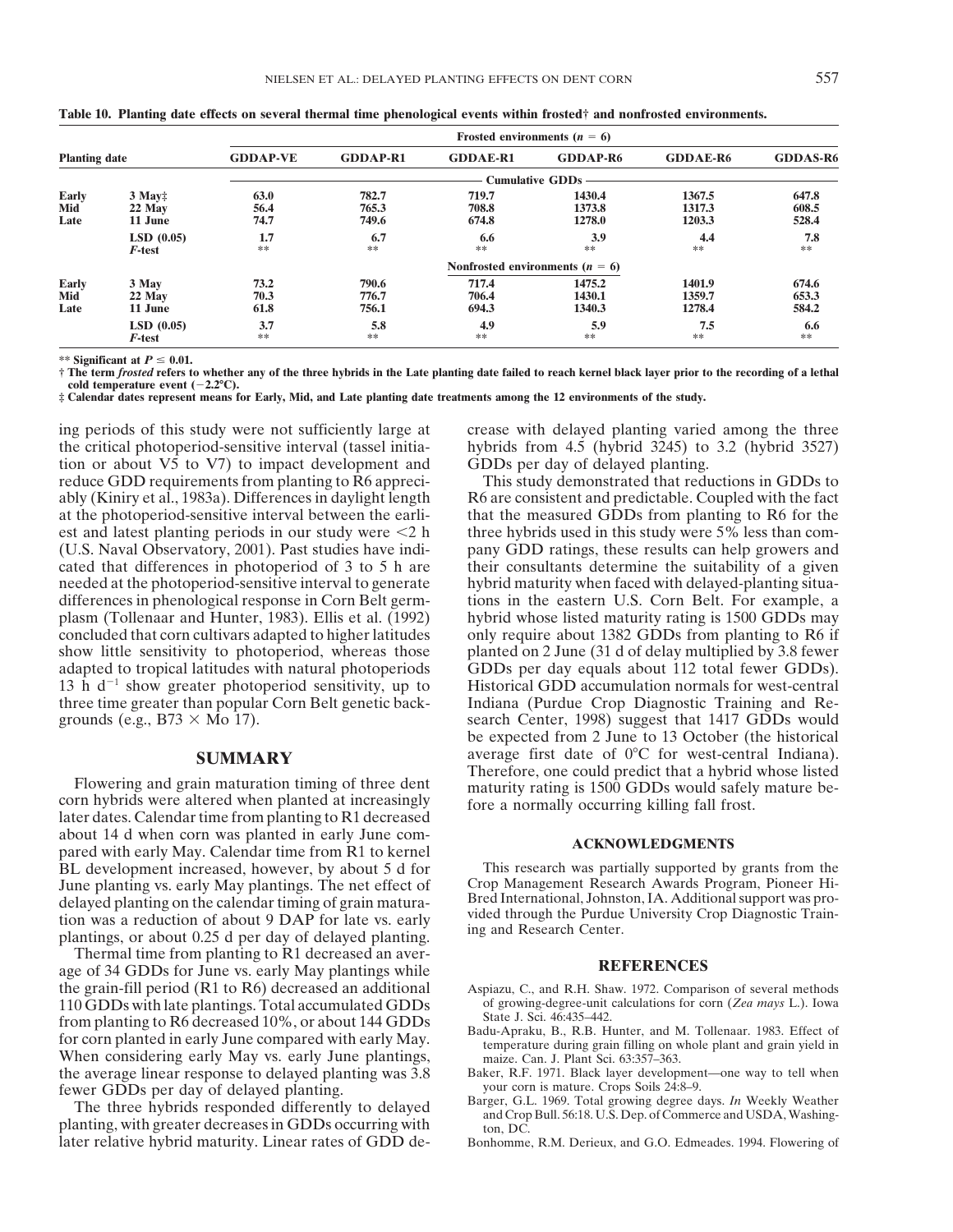Table 10. Planting date effects on several thermal time phenological events within frosted† and nonfrosted environments.

| Planting date | | GDDAP-VE | GDDAP-R1 | GDDAE-R1 | GDDAP-R6 | GDDAE-R6 | GDDAS-R6 |
|---|---|---|---|---|---|---|---|
| | | Frosted environments ($n$ = 6) | | | | | |
| | | Cumulative GDDs | | | | | |
| Early | 3 May‡ | 63.0 | 782.7 | 719.7 | 1430.4 | 1367.5 | 647.8 |
| Mid | 22 May | 56.4 | 765.3 | 708.8 | 1373.8 | 1317.3 | 608.5 |
| Late | 11 June | 74.7 | 749.6 | 674.8 | 1278.0 | 1203.3 | 528.4 |
| | LSD (0.05) | 1.7 | 6.7 | 6.6 | 3.9 | 4.4 | 7.8 |
| | *F*-test | ** | ** | ** | ** | ** | ** |
| | | Nonfrosted environments ($n$ = 6) | | | | | |
| Early | 3 May | 73.2 | 790.6 | 717.4 | 1475.2 | 1401.9 | 674.6 |
| Mid | 22 May | 70.3 | 776.7 | 706.4 | 1430.1 | 1359.7 | 653.3 |
| Late | 11 June | 61.8 | 756.1 | 694.3 | 1340.3 | 1278.4 | 584.2 |
| | LSD (0.05) | 3.7 | 5.8 | 4.9 | 5.9 | 7.5 | 6.6 |
| | *F*-test | ** | ** | ** | ** | ** | ** |

** Significant at $P \leq 0.01$.

† The term *frosted* refers to whether any of the three hybrids in the Late planting date failed to reach kernel black layer prior to the recording of a lethal cold temperature event (−2.2°C).

‡ Calendar dates represent means for Early, Mid, and Late planting date treatments among the 12 environments of the study.

ing periods of this study were not sufficiently large at the critical photoperiod-sensitive interval (tassel initiation or about V5 to V7) to impact development and reduce GDD requirements from planting to R6 appreciably (Kiniry et al., 1983a). Differences in daylight length at the photoperiod-sensitive interval between the earliest and latest planting periods in our study were <2 h (U.S. Naval Observatory, 2001). Past studies have indicated that differences in photoperiod of 3 to 5 h are needed at the photoperiod-sensitive interval to generate differences in phenological response in Corn Belt germplasm (Tollenaar and Hunter, 1983). Ellis et al. (1992) concluded that corn cultivars adapted to higher latitudes show little sensitivity to photoperiod, whereas those adapted to tropical latitudes with natural photoperiods 13 h d$^{-1}$ show greater photoperiod sensitivity, up to three time greater than popular Corn Belt genetic backgrounds (e.g., B73 × Mo 17).

## SUMMARY

Flowering and grain maturation timing of three dent corn hybrids were altered when planted at increasingly later dates. Calendar time from planting to R1 decreased about 14 d when corn was planted in early June compared with early May. Calendar time from R1 to kernel BL development increased, however, by about 5 d for June planting vs. early May plantings. The net effect of delayed planting on the calendar timing of grain maturation was a reduction of about 9 DAP for late vs. early plantings, or about 0.25 d per day of delayed planting.

Thermal time from planting to R1 decreased an average of 34 GDDs for June vs. early May plantings while the grain-fill period (R1 to R6) decreased an additional 110 GDDs with late plantings. Total accumulated GDDs from planting to R6 decreased 10%, or about 144 GDDs for corn planted in early June compared with early May. When considering early May vs. early June plantings, the average linear response to delayed planting was 3.8 fewer GDDs per day of delayed planting.

The three hybrids responded differently to delayed planting, with greater decreases in GDDs occurring with later relative hybrid maturity. Linear rates of GDD decrease with delayed planting varied among the three hybrids from 4.5 (hybrid 3245) to 3.2 (hybrid 3527) GDDs per day of delayed planting.

This study demonstrated that reductions in GDDs to R6 are consistent and predictable. Coupled with the fact that the measured GDDs from planting to R6 for the three hybrids used in this study were 5% less than company GDD ratings, these results can help growers and their consultants determine the suitability of a given hybrid maturity when faced with delayed-planting situations in the eastern U.S. Corn Belt. For example, a hybrid whose listed maturity rating is 1500 GDDs may only require about 1382 GDDs from planting to R6 if planted on 2 June (31 d of delay multiplied by 3.8 fewer GDDs per day equals about 112 total fewer GDDs). Historical GDD accumulation normals for west-central Indiana (Purdue Crop Diagnostic Training and Research Center, 1998) suggest that 1417 GDDs would be expected from 2 June to 13 October (the historical average first date of 0°C for west-central Indiana). Therefore, one could predict that a hybrid whose listed maturity rating is 1500 GDDs would safely mature before a normally occurring killing fall frost.

## ACKNOWLEDGMENTS

This research was partially supported by grants from the Crop Management Research Awards Program, Pioneer Hi-Bred International, Johnston, IA. Additional support was provided through the Purdue University Crop Diagnostic Training and Research Center.

## REFERENCES

Aspiazu, C., and R.H. Shaw. 1972. Comparison of several methods of growing-degree-unit calculations for corn (*Zea mays* L.). Iowa State J. Sci. 46:435–442.

Badu-Apraku, B., R.B. Hunter, and M. Tollenaar. 1983. Effect of temperature during grain filling on whole plant and grain yield in maize. Can. J. Plant Sci. 63:357–363.

Baker, R.F. 1971. Black layer development—one way to tell when your corn is mature. Crops Soils 24:8–9.

Barger, G.L. 1969. Total growing degree days. *In* Weekly Weather and Crop Bull. 56:18. U.S. Dep. of Commerce and USDA, Washington, DC.

Bonhomme, R.M. Derieux, and G.O. Edmeades. 1994. Flowering of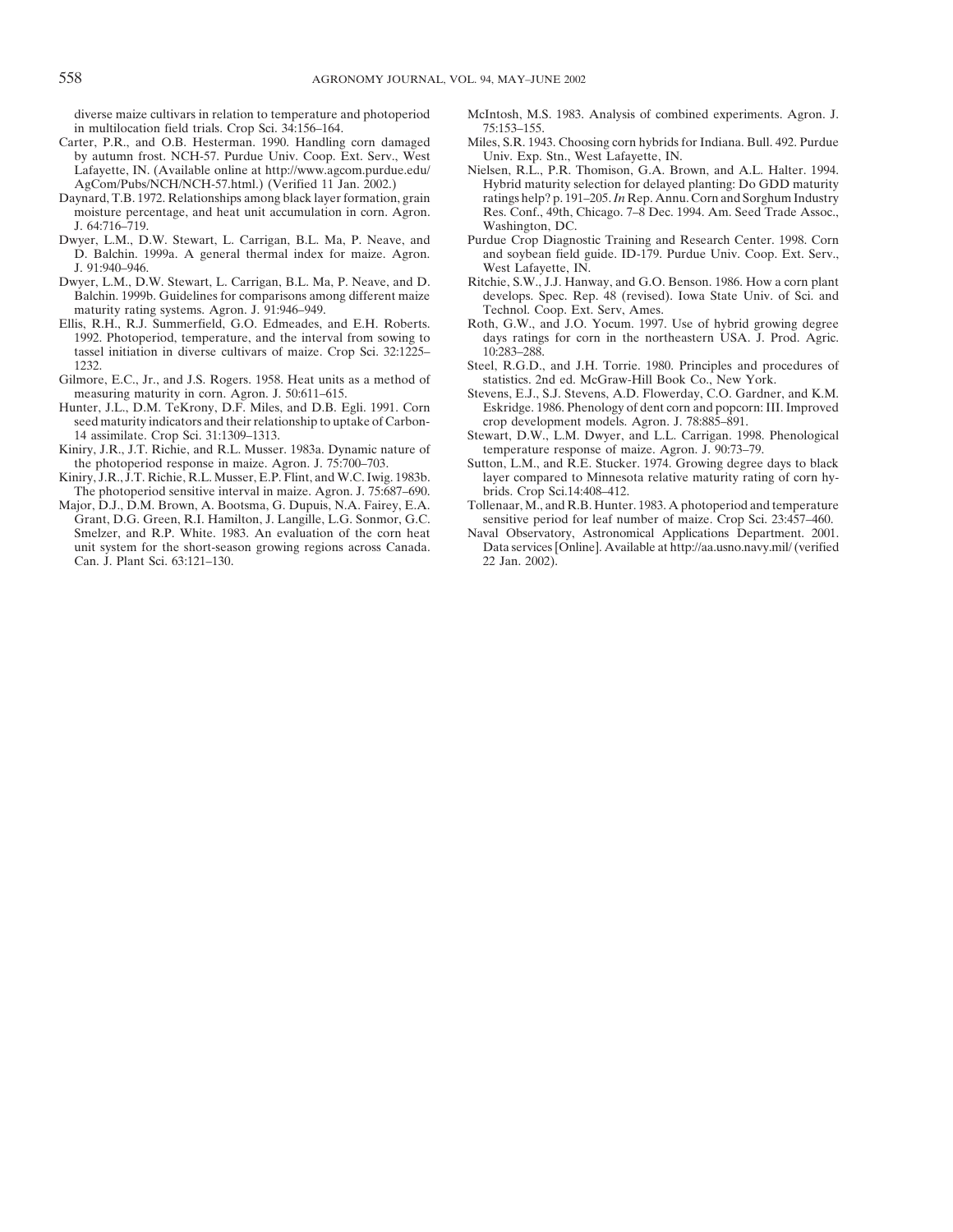diverse maize cultivars in relation to temperature and photoperiod in multilocation field trials. Crop Sci. 34:156–164.

Carter, P.R., and O.B. Hesterman. 1990. Handling corn damaged by autumn frost. NCH-57. Purdue Univ. Coop. Ext. Serv., West Lafayette, IN. (Available online at http://www.agcom.purdue.edu/AgCom/Pubs/NCH/NCH-57.html.) (Verified 11 Jan. 2002.)

Daynard, T.B. 1972. Relationships among black layer formation, grain moisture percentage, and heat unit accumulation in corn. Agron. J. 64:716–719.

Dwyer, L.M., D.W. Stewart, L. Carrigan, B.L. Ma, P. Neave, and D. Balchin. 1999a. A general thermal index for maize. Agron. J. 91:940–946.

Dwyer, L.M., D.W. Stewart, L. Carrigan, B.L. Ma, P. Neave, and D. Balchin. 1999b. Guidelines for comparisons among different maize maturity rating systems. Agron. J. 91:946–949.

Ellis, R.H., R.J. Summerfield, G.O. Edmeades, and E.H. Roberts. 1992. Photoperiod, temperature, and the interval from sowing to tassel initiation in diverse cultivars of maize. Crop Sci. 32:1225–1232.

Gilmore, E.C., Jr., and J.S. Rogers. 1958. Heat units as a method of measuring maturity in corn. Agron. J. 50:611–615.

Hunter, J.L., D.M. TeKrony, D.F. Miles, and D.B. Egli. 1991. Corn seed maturity indicators and their relationship to uptake of Carbon-14 assimilate. Crop Sci. 31:1309–1313.

Kiniry, J.R., J.T. Richie, and R.L. Musser. 1983a. Dynamic nature of the photoperiod response in maize. Agron. J. 75:700–703.

Kiniry, J.R., J.T. Richie, R.L. Musser, E.P. Flint, and W.C. Iwig. 1983b. The photoperiod sensitive interval in maize. Agron. J. 75:687–690.

Major, D.J., D.M. Brown, A. Bootsma, G. Dupuis, N.A. Fairey, E.A. Grant, D.G. Green, R.I. Hamilton, J. Langille, L.G. Sonmor, G.C. Smelzer, and R.P. White. 1983. An evaluation of the corn heat unit system for the short-season growing regions across Canada. Can. J. Plant Sci. 63:121–130.

McIntosh, M.S. 1983. Analysis of combined experiments. Agron. J. 75:153–155.

Miles, S.R. 1943. Choosing corn hybrids for Indiana. Bull. 492. Purdue Univ. Exp. Stn., West Lafayette, IN.

Nielsen, R.L., P.R. Thomison, G.A. Brown, and A.L. Halter. 1994. Hybrid maturity selection for delayed planting: Do GDD maturity ratings help? p. 191–205. *In* Rep. Annu. Corn and Sorghum Industry Res. Conf., 49th, Chicago. 7–8 Dec. 1994. Am. Seed Trade Assoc., Washington, DC.

Purdue Crop Diagnostic Training and Research Center. 1998. Corn and soybean field guide. ID-179. Purdue Univ. Coop. Ext. Serv., West Lafayette, IN.

Ritchie, S.W., J.J. Hanway, and G.O. Benson. 1986. How a corn plant develops. Spec. Rep. 48 (revised). Iowa State Univ. of Sci. and Technol. Coop. Ext. Serv, Ames.

Roth, G.W., and J.O. Yocum. 1997. Use of hybrid growing degree days ratings for corn in the northeastern USA. J. Prod. Agric. 10:283–288.

Steel, R.G.D., and J.H. Torrie. 1980. Principles and procedures of statistics. 2nd ed. McGraw-Hill Book Co., New York.

Stevens, E.J., S.J. Stevens, A.D. Flowerday, C.O. Gardner, and K.M. Eskridge. 1986. Phenology of dent corn and popcorn: III. Improved crop development models. Agron. J. 78:885–891.

Stewart, D.W., L.M. Dwyer, and L.L. Carrigan. 1998. Phenological temperature response of maize. Agron. J. 90:73–79.

Sutton, L.M., and R.E. Stucker. 1974. Growing degree days to black layer compared to Minnesota relative maturity rating of corn hybrids. Crop Sci.14:408–412.

Tollenaar, M., and R.B. Hunter. 1983. A photoperiod and temperature sensitive period for leaf number of maize. Crop Sci. 23:457–460.

Naval Observatory, Astronomical Applications Department. 2001. Data services [Online]. Available at http://aa.usno.navy.mil/ (verified 22 Jan. 2002).